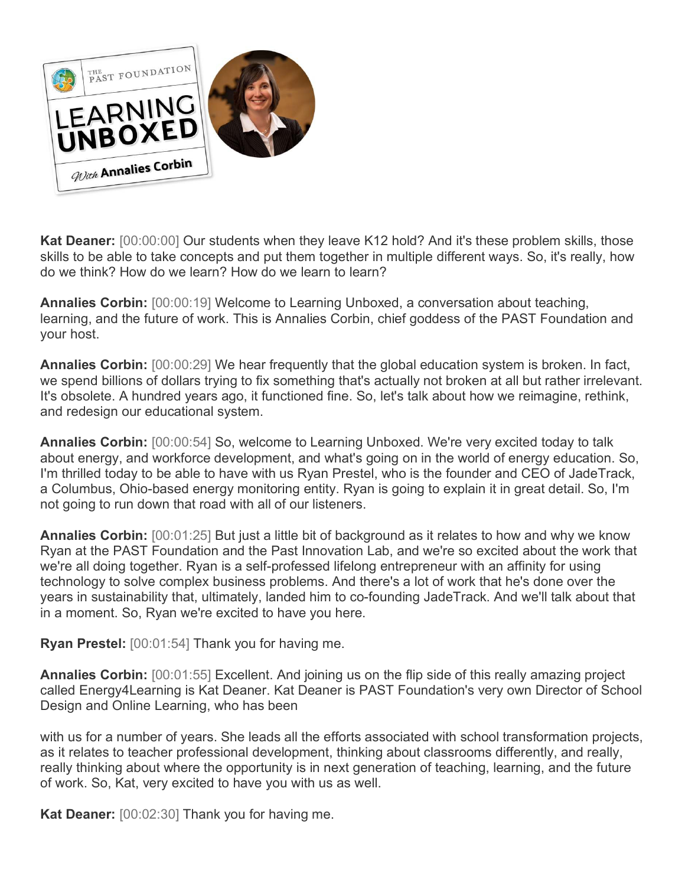**Kat Deaner:** [00:00:00] Our students when they leave K12 hold? And it's these problem skills, those skills to be able to take concepts and put them together in multiple different ways. So, it's really, how do we think? How do we learn? How do we learn to learn?

**Annalies Corbin:** [00:00:19] Welcome to Learning Unboxed, a conversation about teaching, learning, and the future of work. This is Annalies Corbin, chief goddess of the PAST Foundation and your host.

**Annalies Corbin:** [00:00:29] We hear frequently that the global education system is broken. In fact, we spend billions of dollars trying to fix something that's actually not broken at all but rather irrelevant. It's obsolete. A hundred years ago, it functioned fine. So, let's talk about how we reimagine, rethink, and redesign our educational system.

**Annalies Corbin:** [00:00:54] So, welcome to Learning Unboxed. We're very excited today to talk about energy, and workforce development, and what's going on in the world of energy education. So, I'm thrilled today to be able to have with us Ryan Prestel, who is the founder and CEO of JadeTrack, a Columbus, Ohio-based energy monitoring entity. Ryan is going to explain it in great detail. So, I'm not going to run down that road with all of our listeners.

**Annalies Corbin:** [00:01:25] But just a little bit of background as it relates to how and why we know Ryan at the PAST Foundation and the Past Innovation Lab, and we're so excited about the work that we're all doing together. Ryan is a self-professed lifelong entrepreneur with an affinity for using technology to solve complex business problems. And there's a lot of work that he's done over the years in sustainability that, ultimately, landed him to co-founding JadeTrack. And we'll talk about that in a moment. So, Ryan we're excited to have you here.

**Ryan Prestel:** [00:01:54] Thank you for having me.

**Annalies Corbin:** [00:01:55] Excellent. And joining us on the flip side of this really amazing project called Energy4Learning is Kat Deaner. Kat Deaner is PAST Foundation's very own Director of School Design and Online Learning, who has been with us for a number of years. She leads all the efforts associated with school transformation projects, as it relates to teacher professional development, thinking about classrooms differently, and really, really thinking about where the opportunity is in next generation of teaching, learning, and the future of work. So, Kat, very excited to have you with us as well.

**Kat Deaner:** [00:02:30] Thank you for having me.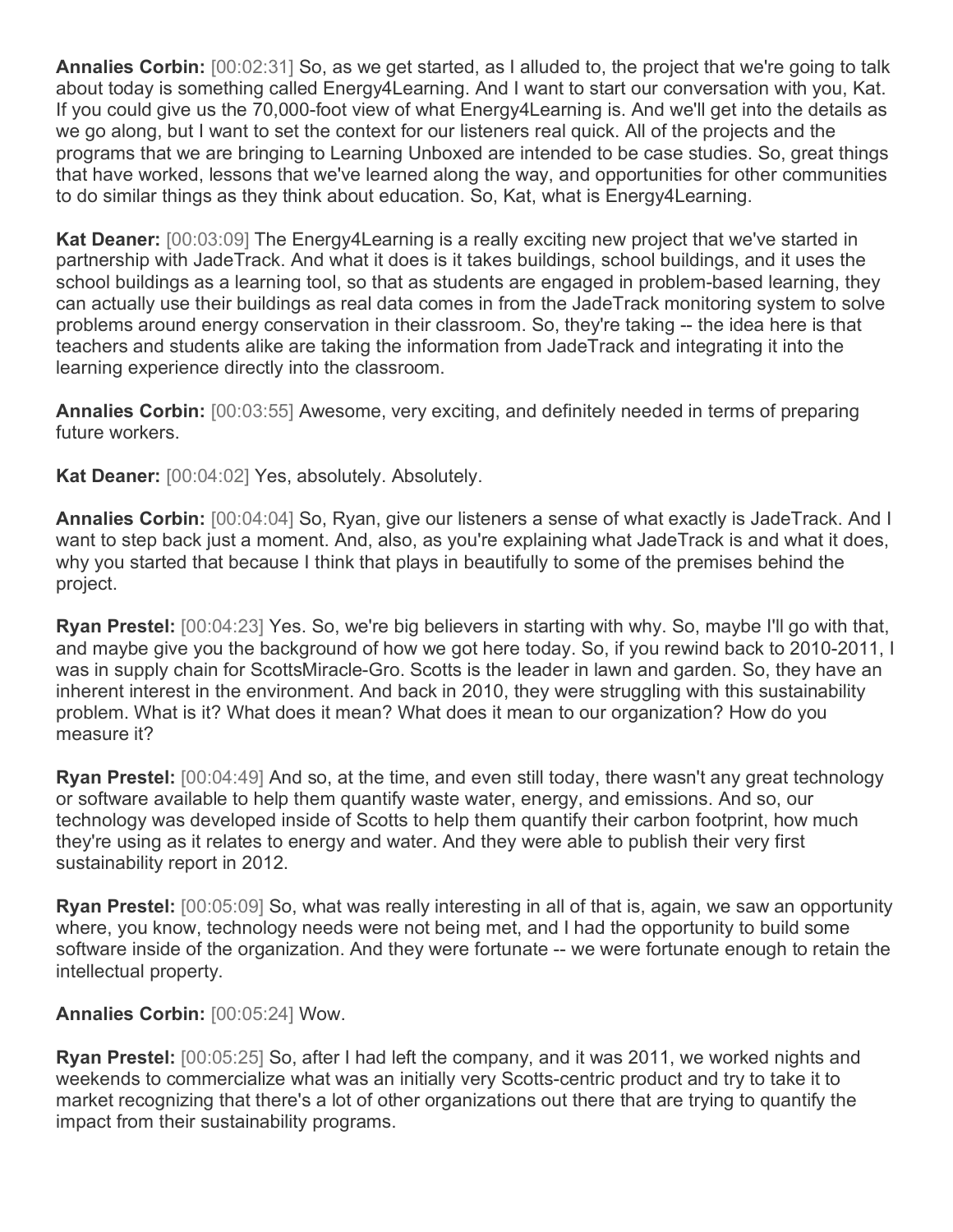**Annalies Corbin:** [00:02:31] So, as we get started, as I alluded to, the project that we're going to talk about today is something called Energy4Learning. And I want to start our conversation with you, Kat. If you could give us the 70,000-foot view of what Energy4Learning is. And we'll get into the details as we go along, but I want to set the context for our listeners real quick. All of the projects and the programs that we are bringing to Learning Unboxed are intended to be case studies. So, great things that have worked, lessons that we've learned along the way, and opportunities for other communities to do similar things as they think about education. So, Kat, what is Energy4Learning.

**Kat Deaner:** [00:03:09] The Energy4Learning is a really exciting new project that we've started in partnership with JadeTrack. And what it does is it takes buildings, school buildings, and it uses the school buildings as a learning tool, so that as students are engaged in problem-based learning, they can actually use their buildings as real data comes in from the JadeTrack monitoring system to solve problems around energy conservation in their classroom. So, they're taking -- the idea here is that teachers and students alike are taking the information from JadeTrack and integrating it into the learning experience directly into the classroom.

**Annalies Corbin:** [00:03:55] Awesome, very exciting, and definitely needed in terms of preparing future workers.

**Kat Deaner:** [00:04:02] Yes, absolutely. Absolutely.

**Annalies Corbin:** [00:04:04] So, Ryan, give our listeners a sense of what exactly is JadeTrack. And I want to step back just a moment. And, also, as you're explaining what JadeTrack is and what it does, why you started that because I think that plays in beautifully to some of the premises behind the project.

**Ryan Prestel:** [00:04:23] Yes. So, we're big believers in starting with why. So, maybe I'll go with that, and maybe give you the background of how we got here today. So, if you rewind back to 2010-2011, I was in supply chain for ScottsMiracle-Gro. Scotts is the leader in lawn and garden. So, they have an inherent interest in the environment. And back in 2010, they were struggling with this sustainability problem. What is it? What does it mean? What does it mean to our organization? How do you measure it?

**Ryan Prestel:** [00:04:49] And so, at the time, and even still today, there wasn't any great technology or software available to help them quantify waste water, energy, and emissions. And so, our technology was developed inside of Scotts to help them quantify their carbon footprint, how much they're using as it relates to energy and water. And they were able to publish their very first sustainability report in 2012.

**Ryan Prestel:** [00:05:09] So, what was really interesting in all of that is, again, we saw an opportunity where, you know, technology needs were not being met, and I had the opportunity to build some software inside of the organization. And they were fortunate -- we were fortunate enough to retain the intellectual property.

**Annalies Corbin:** [00:05:24] Wow.

**Ryan Prestel:** [00:05:25] So, after I had left the company, and it was 2011, we worked nights and weekends to commercialize what was an initially very Scotts-centric product and try to take it to market recognizing that there's a lot of other organizations out there that are trying to quantify the impact from their sustainability programs.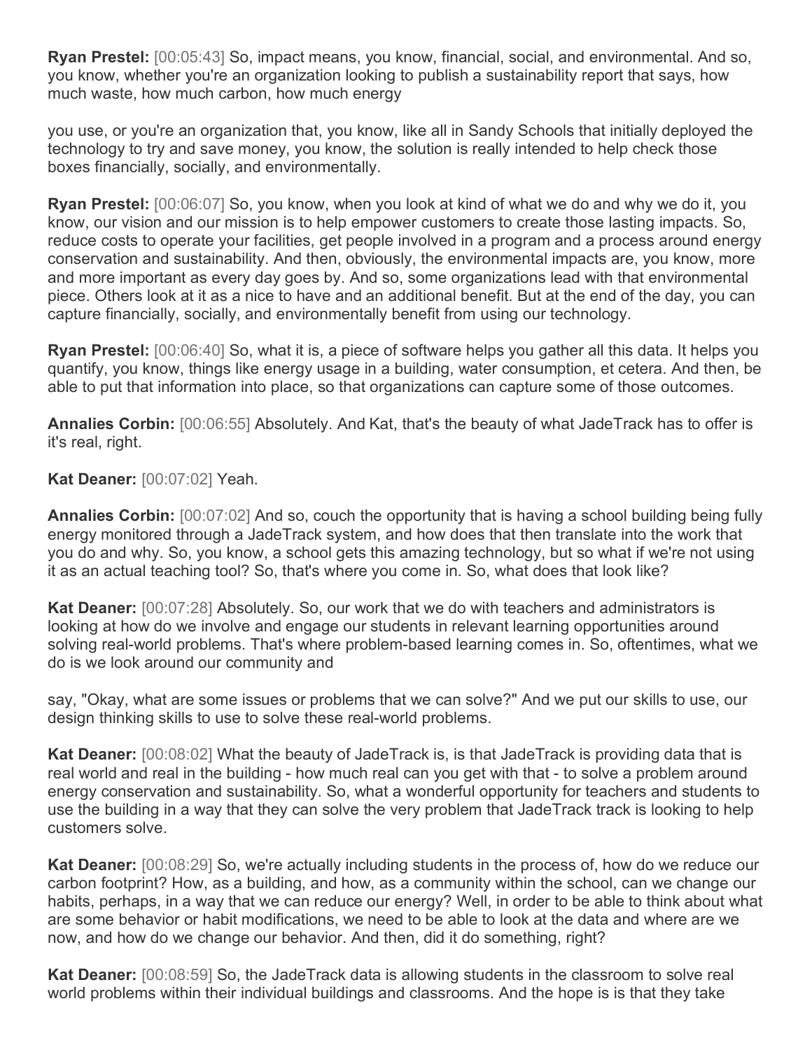**Ryan Prestel:** [00:05:43] So, impact means, you know, financial, social, and environmental. And so, you know, whether you're an organization looking to publish a sustainability report that says, how much waste, how much carbon, how much energy you use, or you're an organization that, you know, like all in Sandy Schools that initially deployed the technology to try and save money, you know, the solution is really intended to help check those boxes financially, socially, and environmentally.

**Ryan Prestel:** [00:06:07] So, you know, when you look at kind of what we do and why we do it, you know, our vision and our mission is to help empower customers to create those lasting impacts. So, reduce costs to operate your facilities, get people involved in a program and a process around energy conservation and sustainability. And then, obviously, the environmental impacts are, you know, more and more important as every day goes by. And so, some organizations lead with that environmental piece. Others look at it as a nice to have and an additional benefit. But at the end of the day, you can capture financially, socially, and environmentally benefit from using our technology.

**Ryan Prestel:** [00:06:40] So, what it is, a piece of software helps you gather all this data. It helps you quantify, you know, things like energy usage in a building, water consumption, et cetera. And then, be able to put that information into place, so that organizations can capture some of those outcomes.

**Annalies Corbin:** [00:06:55] Absolutely. And Kat, that's the beauty of what JadeTrack has to offer is it's real, right.

**Kat Deaner:** [00:07:02] Yeah.

**Annalies Corbin:** [00:07:02] And so, couch the opportunity that is having a school building being fully energy monitored through a JadeTrack system, and how does that then translate into the work that you do and why. So, you know, a school gets this amazing technology, but so what if we're not using it as an actual teaching tool? So, that's where you come in. So, what does that look like?

**Kat Deaner:** [00:07:28] Absolutely. So, our work that we do with teachers and administrators is looking at how do we involve and engage our students in relevant learning opportunities around solving real-world problems. That's where problem-based learning comes in. So, oftentimes, what we do is we look around our community and say, "Okay, what are some issues or problems that we can solve?" And we put our skills to use, our design thinking skills to use to solve these real-world problems.

**Kat Deaner:** [00:08:02] What the beauty of JadeTrack is, is that JadeTrack is providing data that is real world and real in the building - how much real can you get with that - to solve a problem around energy conservation and sustainability. So, what a wonderful opportunity for teachers and students to use the building in a way that they can solve the very problem that JadeTrack track is looking to help customers solve.

**Kat Deaner:** [00:08:29] So, we're actually including students in the process of, how do we reduce our carbon footprint? How, as a building, and how, as a community within the school, can we change our habits, perhaps, in a way that we can reduce our energy? Well, in order to be able to think about what are some behavior or habit modifications, we need to be able to look at the data and where are we now, and how do we change our behavior. And then, did it do something, right?

**Kat Deaner:** [00:08:59] So, the JadeTrack data is allowing students in the classroom to solve real world problems within their individual buildings and classrooms. And the hope is is that they take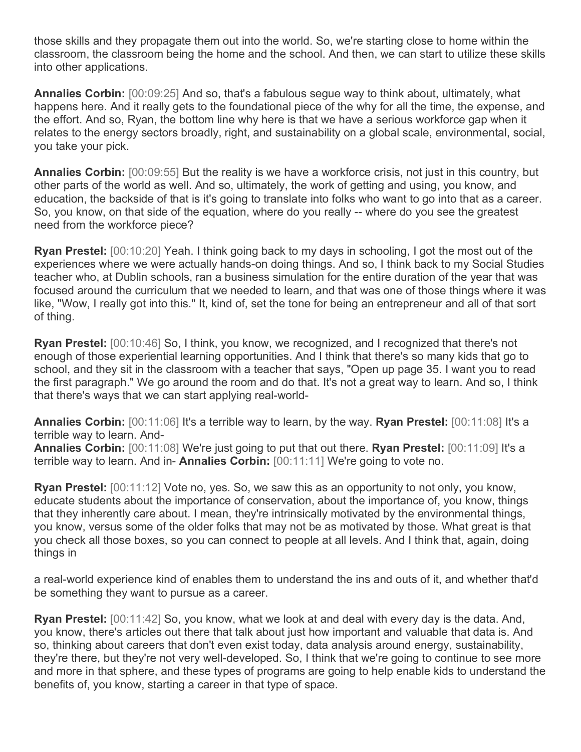those skills and they propagate them out into the world. So, we're starting close to home within the classroom, the classroom being the home and the school. And then, we can start to utilize these skills into other applications.

**Annalies Corbin:** [00:09:25] And so, that's a fabulous segue way to think about, ultimately, what happens here. And it really gets to the foundational piece of the why for all the time, the expense, and the effort. And so, Ryan, the bottom line why here is that we have a serious workforce gap when it relates to the energy sectors broadly, right, and sustainability on a global scale, environmental, social, you take your pick.

**Annalies Corbin:** [00:09:55] But the reality is we have a workforce crisis, not just in this country, but other parts of the world as well. And so, ultimately, the work of getting and using, you know, and education, the backside of that is it's going to translate into folks who want to go into that as a career. So, you know, on that side of the equation, where do you really -- where do you see the greatest need from the workforce piece?

**Ryan Prestel:** [00:10:20] Yeah. I think going back to my days in schooling, I got the most out of the experiences where we were actually hands-on doing things. And so, I think back to my Social Studies teacher who, at Dublin schools, ran a business simulation for the entire duration of the year that was focused around the curriculum that we needed to learn, and that was one of those things where it was like, "Wow, I really got into this." It, kind of, set the tone for being an entrepreneur and all of that sort of thing.

**Ryan Prestel:** [00:10:46] So, I think, you know, we recognized, and I recognized that there's not enough of those experiential learning opportunities. And I think that there's so many kids that go to school, and they sit in the classroom with a teacher that says, "Open up page 35. I want you to read the first paragraph." We go around the room and do that. It's not a great way to learn. And so, I think that there's ways that we can start applying real-world-

**Annalies Corbin:** [00:11:06] It's a terrible way to learn, by the way. **Ryan Prestel:** [00:11:08] It's a terrible way to learn. And-

**Annalies Corbin:** [00:11:08] We're just going to put that out there. **Ryan Prestel:** [00:11:09] It's a terrible way to learn. And in- **Annalies Corbin:** [00:11:11] We're going to vote no.

**Ryan Prestel:** [00:11:12] Vote no, yes. So, we saw this as an opportunity to not only, you know, educate students about the importance of conservation, about the importance of, you know, things that they inherently care about. I mean, they're intrinsically motivated by the environmental things, you know, versus some of the older folks that may not be as motivated by those. What great is that you check all those boxes, so you can connect to people at all levels. And I think that, again, doing things in a real-world experience kind of enables them to understand the ins and outs of it, and whether that'd be something they want to pursue as a career.

**Ryan Prestel:** [00:11:42] So, you know, what we look at and deal with every day is the data. And, you know, there's articles out there that talk about just how important and valuable that data is. And so, thinking about careers that don't even exist today, data analysis around energy, sustainability, they're there, but they're not very well-developed. So, I think that we're going to continue to see more and more in that sphere, and these types of programs are going to help enable kids to understand the benefits of, you know, starting a career in that type of space.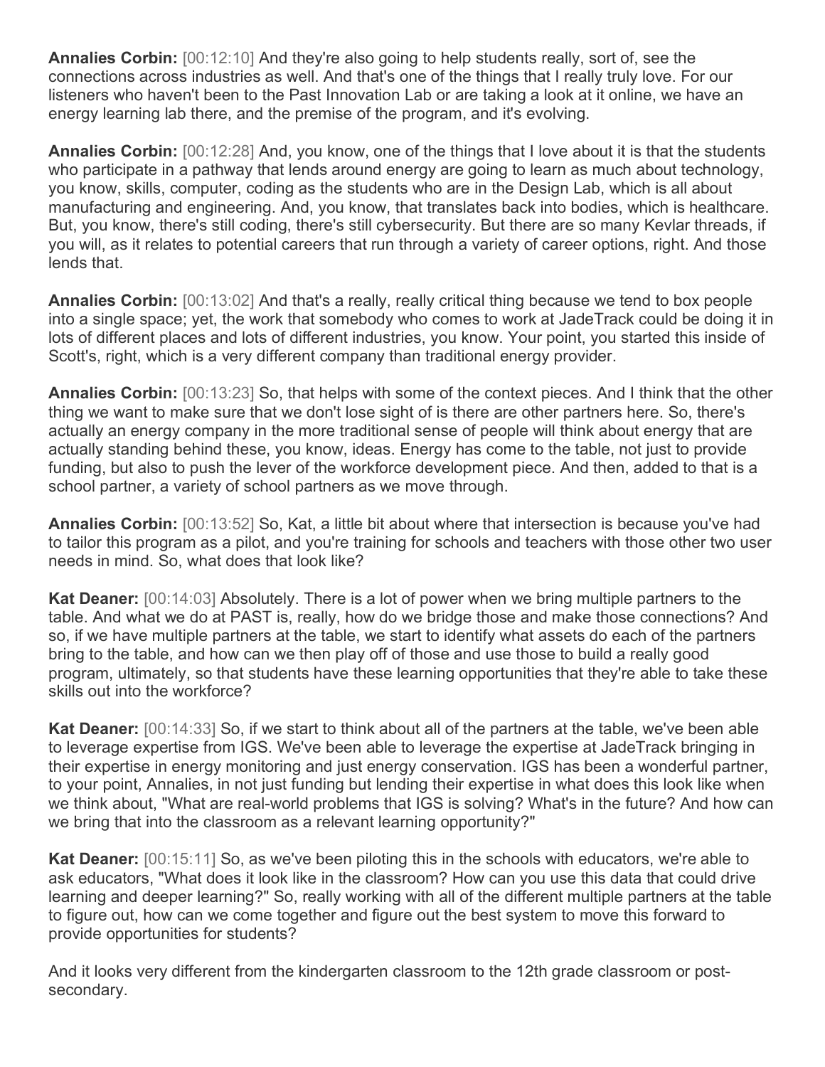**Annalies Corbin:** [00:12:10] And they're also going to help students really, sort of, see the connections across industries as well. And that's one of the things that I really truly love. For our listeners who haven't been to the Past Innovation Lab or are taking a look at it online, we have an energy learning lab there, and the premise of the program, and it's evolving.

**Annalies Corbin:** [00:12:28] And, you know, one of the things that I love about it is that the students who participate in a pathway that lends around energy are going to learn as much about technology, you know, skills, computer, coding as the students who are in the Design Lab, which is all about manufacturing and engineering. And, you know, that translates back into bodies, which is healthcare. But, you know, there's still coding, there's still cybersecurity. But there are so many Kevlar threads, if you will, as it relates to potential careers that run through a variety of career options, right. And those lends that.

**Annalies Corbin:** [00:13:02] And that's a really, really critical thing because we tend to box people into a single space; yet, the work that somebody who comes to work at JadeTrack could be doing it in lots of different places and lots of different industries, you know. Your point, you started this inside of Scott's, right, which is a very different company than traditional energy provider.

**Annalies Corbin:** [00:13:23] So, that helps with some of the context pieces. And I think that the other thing we want to make sure that we don't lose sight of is there are other partners here. So, there's actually an energy company in the more traditional sense of people will think about energy that are actually standing behind these, you know, ideas. Energy has come to the table, not just to provide funding, but also to push the lever of the workforce development piece. And then, added to that is a school partner, a variety of school partners as we move through.

**Annalies Corbin:** [00:13:52] So, Kat, a little bit about where that intersection is because you've had to tailor this program as a pilot, and you're training for schools and teachers with those other two user needs in mind. So, what does that look like?

**Kat Deaner:** [00:14:03] Absolutely. There is a lot of power when we bring multiple partners to the table. And what we do at PAST is, really, how do we bridge those and make those connections? And so, if we have multiple partners at the table, we start to identify what assets do each of the partners bring to the table, and how can we then play off of those and use those to build a really good program, ultimately, so that students have these learning opportunities that they're able to take these skills out into the workforce?

**Kat Deaner:** [00:14:33] So, if we start to think about all of the partners at the table, we've been able to leverage expertise from IGS. We've been able to leverage the expertise at JadeTrack bringing in their expertise in energy monitoring and just energy conservation. IGS has been a wonderful partner, to your point, Annalies, in not just funding but lending their expertise in what does this look like when we think about, "What are real-world problems that IGS is solving? What's in the future? And how can we bring that into the classroom as a relevant learning opportunity?"

**Kat Deaner:** [00:15:11] So, as we've been piloting this in the schools with educators, we're able to ask educators, "What does it look like in the classroom? How can you use this data that could drive learning and deeper learning?" So, really working with all of the different multiple partners at the table to figure out, how can we come together and figure out the best system to move this forward to provide opportunities for students?

And it looks very different from the kindergarten classroom to the 12th grade classroom or post-secondary.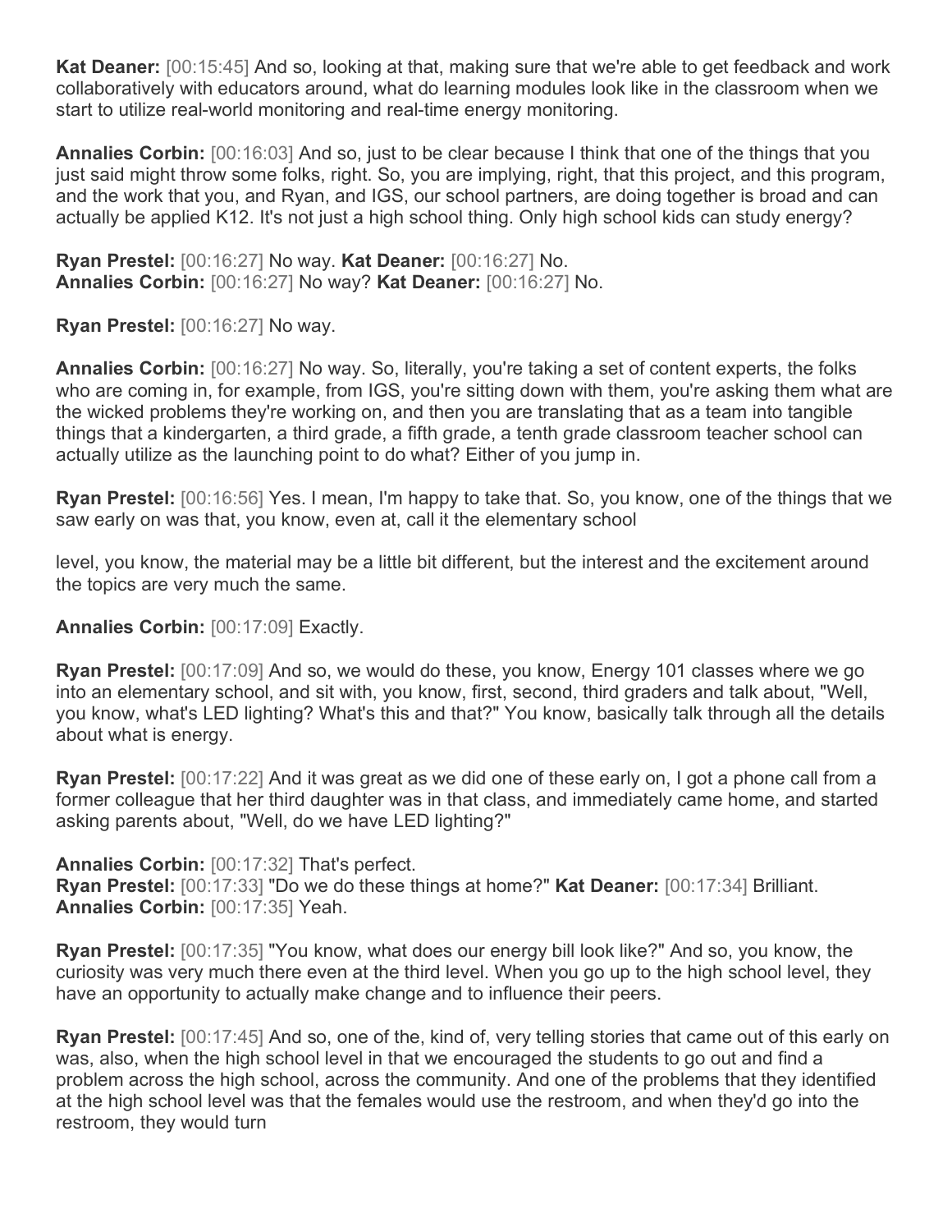**Kat Deaner:** [00:15:45] And so, looking at that, making sure that we're able to get feedback and work collaboratively with educators around, what do learning modules look like in the classroom when we start to utilize real-world monitoring and real-time energy monitoring.

**Annalies Corbin:** [00:16:03] And so, just to be clear because I think that one of the things that you just said might throw some folks, right. So, you are implying, right, that this project, and this program, and the work that you, and Ryan, and IGS, our school partners, are doing together is broad and can actually be applied K12. It's not just a high school thing. Only high school kids can study energy?

**Ryan Prestel:** [00:16:27] No way. **Kat Deaner:** [00:16:27] No.
**Annalies Corbin:** [00:16:27] No way? **Kat Deaner:** [00:16:27] No.

**Ryan Prestel:** [00:16:27] No way.

**Annalies Corbin:** [00:16:27] No way. So, literally, you're taking a set of content experts, the folks who are coming in, for example, from IGS, you're sitting down with them, you're asking them what are the wicked problems they're working on, and then you are translating that as a team into tangible things that a kindergarten, a third grade, a fifth grade, a tenth grade classroom teacher school can actually utilize as the launching point to do what? Either of you jump in.

**Ryan Prestel:** [00:16:56] Yes. I mean, I'm happy to take that. So, you know, one of the things that we saw early on was that, you know, even at, call it the elementary school

level, you know, the material may be a little bit different, but the interest and the excitement around the topics are very much the same.

**Annalies Corbin:** [00:17:09] Exactly.

**Ryan Prestel:** [00:17:09] And so, we would do these, you know, Energy 101 classes where we go into an elementary school, and sit with, you know, first, second, third graders and talk about, "Well, you know, what's LED lighting? What's this and that?" You know, basically talk through all the details about what is energy.

**Ryan Prestel:** [00:17:22] And it was great as we did one of these early on, I got a phone call from a former colleague that her third daughter was in that class, and immediately came home, and started asking parents about, "Well, do we have LED lighting?"

**Annalies Corbin:** [00:17:32] That's perfect.
**Ryan Prestel:** [00:17:33] "Do we do these things at home?" **Kat Deaner:** [00:17:34] Brilliant.
**Annalies Corbin:** [00:17:35] Yeah.

**Ryan Prestel:** [00:17:35] "You know, what does our energy bill look like?" And so, you know, the curiosity was very much there even at the third level. When you go up to the high school level, they have an opportunity to actually make change and to influence their peers.

**Ryan Prestel:** [00:17:45] And so, one of the, kind of, very telling stories that came out of this early on was, also, when the high school level in that we encouraged the students to go out and find a problem across the high school, across the community. And one of the problems that they identified at the high school level was that the females would use the restroom, and when they'd go into the restroom, they would turn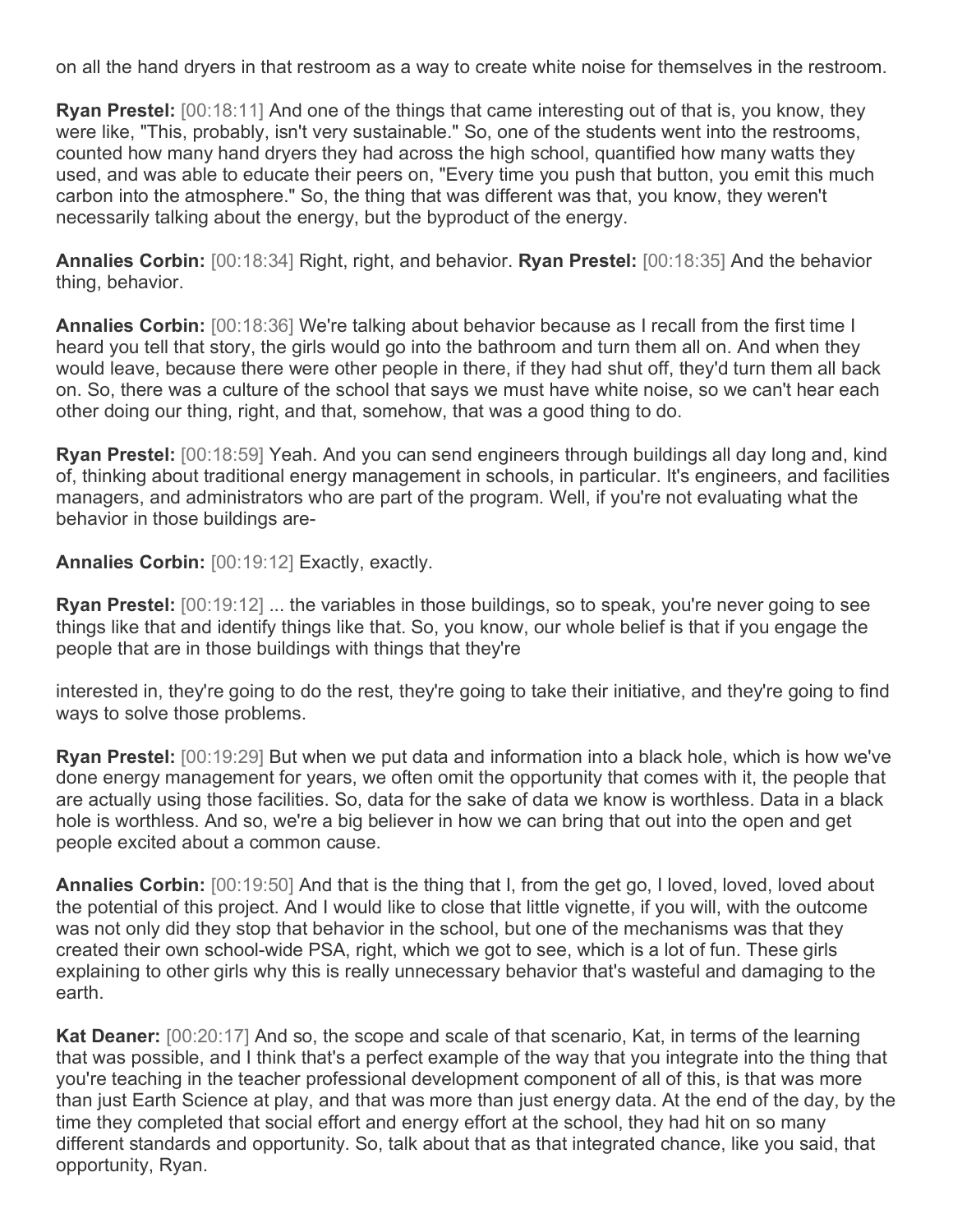on all the hand dryers in that restroom as a way to create white noise for themselves in the restroom.

**Ryan Prestel:** [00:18:11] And one of the things that came interesting out of that is, you know, they were like, "This, probably, isn't very sustainable." So, one of the students went into the restrooms, counted how many hand dryers they had across the high school, quantified how many watts they used, and was able to educate their peers on, "Every time you push that button, you emit this much carbon into the atmosphere." So, the thing that was different was that, you know, they weren't necessarily talking about the energy, but the byproduct of the energy.

**Annalies Corbin:** [00:18:34] Right, right, and behavior. **Ryan Prestel:** [00:18:35] And the behavior thing, behavior.

**Annalies Corbin:** [00:18:36] We're talking about behavior because as I recall from the first time I heard you tell that story, the girls would go into the bathroom and turn them all on. And when they would leave, because there were other people in there, if they had shut off, they'd turn them all back on. So, there was a culture of the school that says we must have white noise, so we can't hear each other doing our thing, right, and that, somehow, that was a good thing to do.

**Ryan Prestel:** [00:18:59] Yeah. And you can send engineers through buildings all day long and, kind of, thinking about traditional energy management in schools, in particular. It's engineers, and facilities managers, and administrators who are part of the program. Well, if you're not evaluating what the behavior in those buildings are-

**Annalies Corbin:** [00:19:12] Exactly, exactly.

**Ryan Prestel:** [00:19:12] ... the variables in those buildings, so to speak, you're never going to see things like that and identify things like that. So, you know, our whole belief is that if you engage the people that are in those buildings with things that they're

interested in, they're going to do the rest, they're going to take their initiative, and they're going to find ways to solve those problems.

**Ryan Prestel:** [00:19:29] But when we put data and information into a black hole, which is how we've done energy management for years, we often omit the opportunity that comes with it, the people that are actually using those facilities. So, data for the sake of data we know is worthless. Data in a black hole is worthless. And so, we're a big believer in how we can bring that out into the open and get people excited about a common cause.

**Annalies Corbin:** [00:19:50] And that is the thing that I, from the get go, I loved, loved, loved about the potential of this project. And I would like to close that little vignette, if you will, with the outcome was not only did they stop that behavior in the school, but one of the mechanisms was that they created their own school-wide PSA, right, which we got to see, which is a lot of fun. These girls explaining to other girls why this is really unnecessary behavior that's wasteful and damaging to the earth.

**Kat Deaner:** [00:20:17] And so, the scope and scale of that scenario, Kat, in terms of the learning that was possible, and I think that's a perfect example of the way that you integrate into the thing that you're teaching in the teacher professional development component of all of this, is that was more than just Earth Science at play, and that was more than just energy data. At the end of the day, by the time they completed that social effort and energy effort at the school, they had hit on so many different standards and opportunity. So, talk about that as that integrated chance, like you said, that opportunity, Ryan.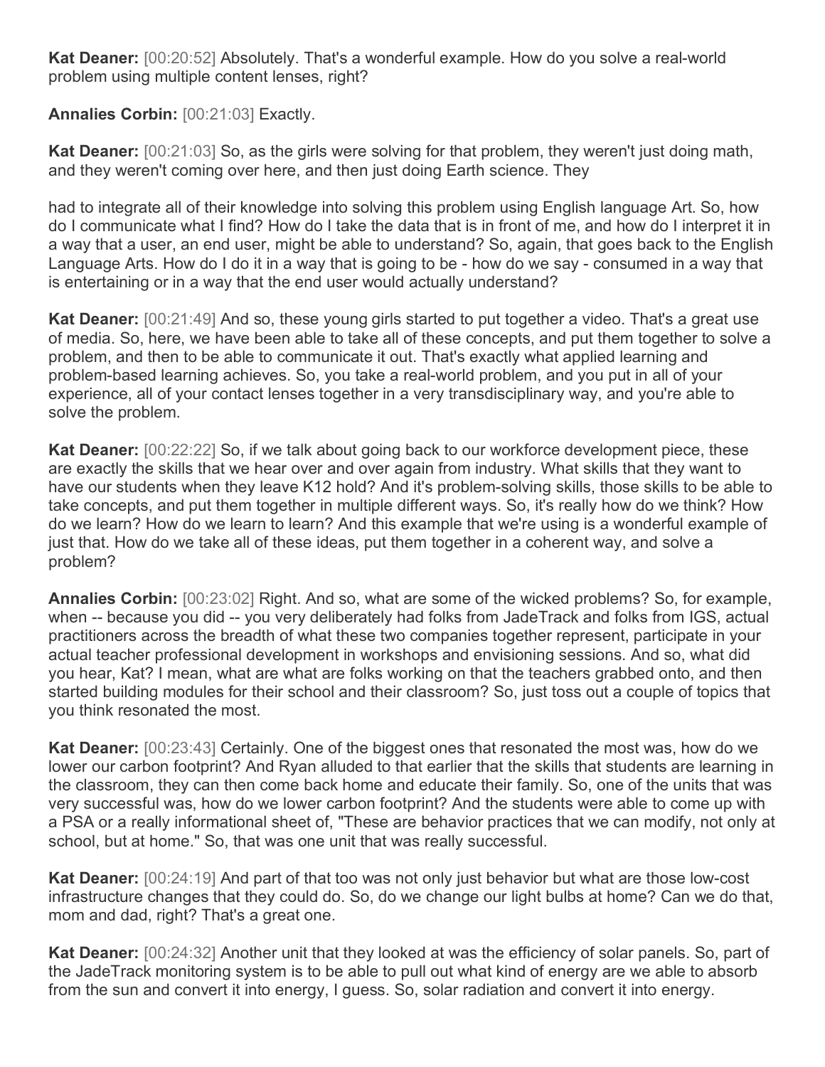**Kat Deaner:** [00:20:52] Absolutely. That's a wonderful example. How do you solve a real-world problem using multiple content lenses, right?

**Annalies Corbin:** [00:21:03] Exactly.

**Kat Deaner:** [00:21:03] So, as the girls were solving for that problem, they weren't just doing math, and they weren't coming over here, and then just doing Earth science. They

had to integrate all of their knowledge into solving this problem using English language Art. So, how do I communicate what I find? How do I take the data that is in front of me, and how do I interpret it in a way that a user, an end user, might be able to understand? So, again, that goes back to the English Language Arts. How do I do it in a way that is going to be - how do we say - consumed in a way that is entertaining or in a way that the end user would actually understand?

**Kat Deaner:** [00:21:49] And so, these young girls started to put together a video. That's a great use of media. So, here, we have been able to take all of these concepts, and put them together to solve a problem, and then to be able to communicate it out. That's exactly what applied learning and problem-based learning achieves. So, you take a real-world problem, and you put in all of your experience, all of your contact lenses together in a very transdisciplinary way, and you're able to solve the problem.

**Kat Deaner:** [00:22:22] So, if we talk about going back to our workforce development piece, these are exactly the skills that we hear over and over again from industry. What skills that they want to have our students when they leave K12 hold? And it's problem-solving skills, those skills to be able to take concepts, and put them together in multiple different ways. So, it's really how do we think? How do we learn? How do we learn to learn? And this example that we're using is a wonderful example of just that. How do we take all of these ideas, put them together in a coherent way, and solve a problem?

**Annalies Corbin:** [00:23:02] Right. And so, what are some of the wicked problems? So, for example, when -- because you did -- you very deliberately had folks from JadeTrack and folks from IGS, actual practitioners across the breadth of what these two companies together represent, participate in your actual teacher professional development in workshops and envisioning sessions. And so, what did you hear, Kat? I mean, what are what are folks working on that the teachers grabbed onto, and then started building modules for their school and their classroom? So, just toss out a couple of topics that you think resonated the most.

**Kat Deaner:** [00:23:43] Certainly. One of the biggest ones that resonated the most was, how do we lower our carbon footprint? And Ryan alluded to that earlier that the skills that students are learning in the classroom, they can then come back home and educate their family. So, one of the units that was very successful was, how do we lower carbon footprint? And the students were able to come up with a PSA or a really informational sheet of, "These are behavior practices that we can modify, not only at school, but at home." So, that was one unit that was really successful.

**Kat Deaner:** [00:24:19] And part of that too was not only just behavior but what are those low-cost infrastructure changes that they could do. So, do we change our light bulbs at home? Can we do that, mom and dad, right? That's a great one.

**Kat Deaner:** [00:24:32] Another unit that they looked at was the efficiency of solar panels. So, part of the JadeTrack monitoring system is to be able to pull out what kind of energy are we able to absorb from the sun and convert it into energy, I guess. So, solar radiation and convert it into energy.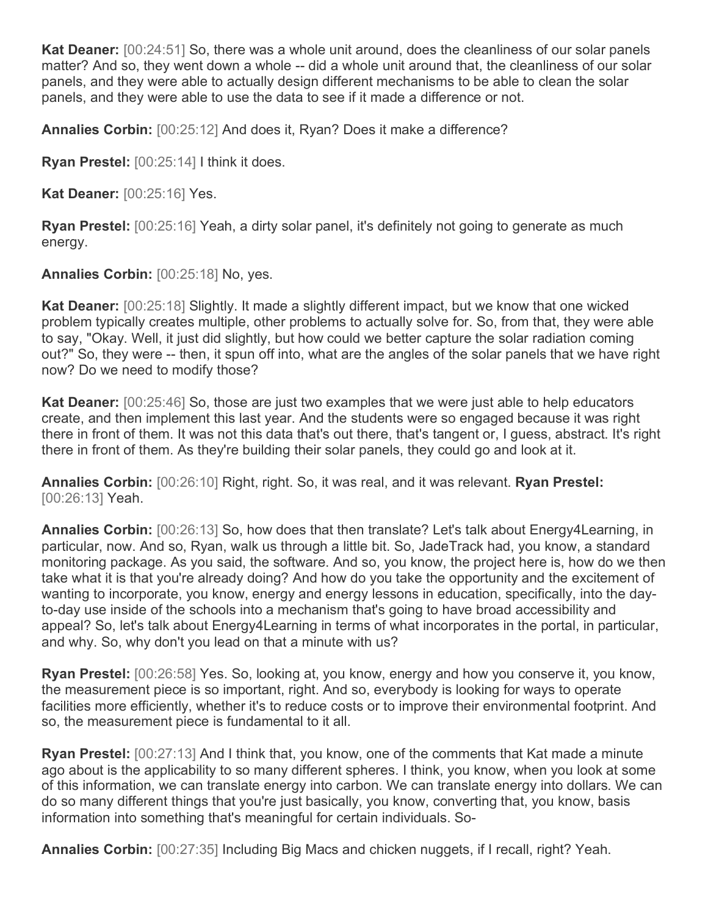**Kat Deaner:** [00:24:51] So, there was a whole unit around, does the cleanliness of our solar panels matter? And so, they went down a whole -- did a whole unit around that, the cleanliness of our solar panels, and they were able to actually design different mechanisms to be able to clean the solar panels, and they were able to use the data to see if it made a difference or not.

**Annalies Corbin:** [00:25:12] And does it, Ryan? Does it make a difference?

**Ryan Prestel:** [00:25:14] I think it does.

**Kat Deaner:** [00:25:16] Yes.

**Ryan Prestel:** [00:25:16] Yeah, a dirty solar panel, it's definitely not going to generate as much energy.

**Annalies Corbin:** [00:25:18] No, yes.

**Kat Deaner:** [00:25:18] Slightly. It made a slightly different impact, but we know that one wicked problem typically creates multiple, other problems to actually solve for. So, from that, they were able to say, "Okay. Well, it just did slightly, but how could we better capture the solar radiation coming out?" So, they were -- then, it spun off into, what are the angles of the solar panels that we have right now? Do we need to modify those?

**Kat Deaner:** [00:25:46] So, those are just two examples that we were just able to help educators create, and then implement this last year. And the students were so engaged because it was right there in front of them. It was not this data that's out there, that's tangent or, I guess, abstract. It's right there in front of them. As they're building their solar panels, they could go and look at it.

**Annalies Corbin:** [00:26:10] Right, right. So, it was real, and it was relevant. **Ryan Prestel:** [00:26:13] Yeah.

**Annalies Corbin:** [00:26:13] So, how does that then translate? Let's talk about Energy4Learning, in particular, now. And so, Ryan, walk us through a little bit. So, JadeTrack had, you know, a standard monitoring package. As you said, the software. And so, you know, the project here is, how do we then take what it is that you're already doing? And how do you take the opportunity and the excitement of wanting to incorporate, you know, energy and energy lessons in education, specifically, into the day-to-day use inside of the schools into a mechanism that's going to have broad accessibility and appeal? So, let's talk about Energy4Learning in terms of what incorporates in the portal, in particular, and why. So, why don't you lead on that a minute with us?

**Ryan Prestel:** [00:26:58] Yes. So, looking at, you know, energy and how you conserve it, you know, the measurement piece is so important, right. And so, everybody is looking for ways to operate facilities more efficiently, whether it's to reduce costs or to improve their environmental footprint. And so, the measurement piece is fundamental to it all.

**Ryan Prestel:** [00:27:13] And I think that, you know, one of the comments that Kat made a minute ago about is the applicability to so many different spheres. I think, you know, when you look at some of this information, we can translate energy into carbon. We can translate energy into dollars. We can do so many different things that you're just basically, you know, converting that, you know, basis information into something that's meaningful for certain individuals. So-

**Annalies Corbin:** [00:27:35] Including Big Macs and chicken nuggets, if I recall, right? Yeah.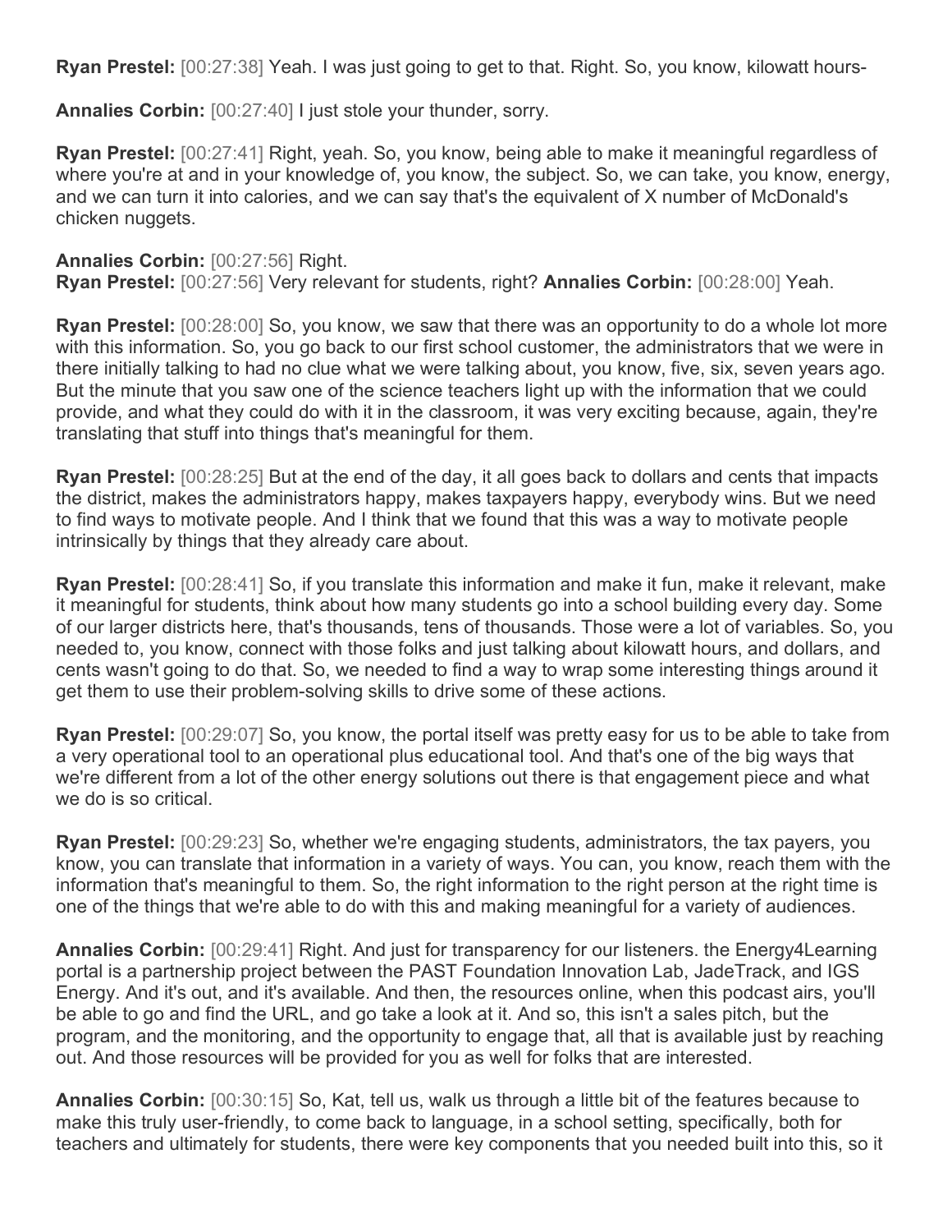**Ryan Prestel:** [00:27:38] Yeah. I was just going to get to that. Right. So, you know, kilowatt hours-

**Annalies Corbin:** [00:27:40] I just stole your thunder, sorry.

**Ryan Prestel:** [00:27:41] Right, yeah. So, you know, being able to make it meaningful regardless of where you're at and in your knowledge of, you know, the subject. So, we can take, you know, energy, and we can turn it into calories, and we can say that's the equivalent of X number of McDonald's chicken nuggets.

**Annalies Corbin:** [00:27:56] Right.
**Ryan Prestel:** [00:27:56] Very relevant for students, right? **Annalies Corbin:** [00:28:00] Yeah.

**Ryan Prestel:** [00:28:00] So, you know, we saw that there was an opportunity to do a whole lot more with this information. So, you go back to our first school customer, the administrators that we were in there initially talking to had no clue what we were talking about, you know, five, six, seven years ago. But the minute that you saw one of the science teachers light up with the information that we could provide, and what they could do with it in the classroom, it was very exciting because, again, they're translating that stuff into things that's meaningful for them.

**Ryan Prestel:** [00:28:25] But at the end of the day, it all goes back to dollars and cents that impacts the district, makes the administrators happy, makes taxpayers happy, everybody wins. But we need to find ways to motivate people. And I think that we found that this was a way to motivate people intrinsically by things that they already care about.

**Ryan Prestel:** [00:28:41] So, if you translate this information and make it fun, make it relevant, make it meaningful for students, think about how many students go into a school building every day. Some of our larger districts here, that's thousands, tens of thousands. Those were a lot of variables. So, you needed to, you know, connect with those folks and just talking about kilowatt hours, and dollars, and cents wasn't going to do that. So, we needed to find a way to wrap some interesting things around it get them to use their problem-solving skills to drive some of these actions.

**Ryan Prestel:** [00:29:07] So, you know, the portal itself was pretty easy for us to be able to take from a very operational tool to an operational plus educational tool. And that's one of the big ways that we're different from a lot of the other energy solutions out there is that engagement piece and what we do is so critical.

**Ryan Prestel:** [00:29:23] So, whether we're engaging students, administrators, the tax payers, you know, you can translate that information in a variety of ways. You can, you know, reach them with the information that's meaningful to them. So, the right information to the right person at the right time is one of the things that we're able to do with this and making meaningful for a variety of audiences.

**Annalies Corbin:** [00:29:41] Right. And just for transparency for our listeners. the Energy4Learning portal is a partnership project between the PAST Foundation Innovation Lab, JadeTrack, and IGS Energy. And it's out, and it's available. And then, the resources online, when this podcast airs, you'll be able to go and find the URL, and go take a look at it. And so, this isn't a sales pitch, but the program, and the monitoring, and the opportunity to engage that, all that is available just by reaching out. And those resources will be provided for you as well for folks that are interested.

**Annalies Corbin:** [00:30:15] So, Kat, tell us, walk us through a little bit of the features because to make this truly user-friendly, to come back to language, in a school setting, specifically, both for teachers and ultimately for students, there were key components that you needed built into this, so it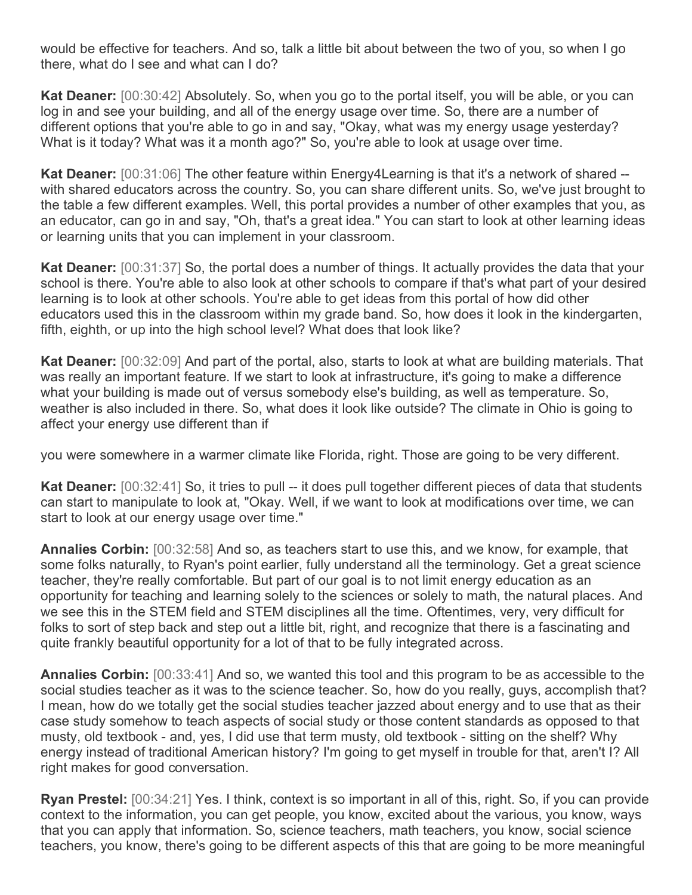would be effective for teachers. And so, talk a little bit about between the two of you, so when I go there, what do I see and what can I do?

**Kat Deaner:** [00:30:42] Absolutely. So, when you go to the portal itself, you will be able, or you can log in and see your building, and all of the energy usage over time. So, there are a number of different options that you're able to go in and say, "Okay, what was my energy usage yesterday? What is it today? What was it a month ago?" So, you're able to look at usage over time.

**Kat Deaner:** [00:31:06] The other feature within Energy4Learning is that it's a network of shared -- with shared educators across the country. So, you can share different units. So, we've just brought to the table a few different examples. Well, this portal provides a number of other examples that you, as an educator, can go in and say, "Oh, that's a great idea." You can start to look at other learning ideas or learning units that you can implement in your classroom.

**Kat Deaner:** [00:31:37] So, the portal does a number of things. It actually provides the data that your school is there. You're able to also look at other schools to compare if that's what part of your desired learning is to look at other schools. You're able to get ideas from this portal of how did other educators used this in the classroom within my grade band. So, how does it look in the kindergarten, fifth, eighth, or up into the high school level? What does that look like?

**Kat Deaner:** [00:32:09] And part of the portal, also, starts to look at what are building materials. That was really an important feature. If we start to look at infrastructure, it's going to make a difference what your building is made out of versus somebody else's building, as well as temperature. So, weather is also included in there. So, what does it look like outside? The climate in Ohio is going to affect your energy use different than if

you were somewhere in a warmer climate like Florida, right. Those are going to be very different.

**Kat Deaner:** [00:32:41] So, it tries to pull -- it does pull together different pieces of data that students can start to manipulate to look at, "Okay. Well, if we want to look at modifications over time, we can start to look at our energy usage over time."

**Annalies Corbin:** [00:32:58] And so, as teachers start to use this, and we know, for example, that some folks naturally, to Ryan's point earlier, fully understand all the terminology. Get a great science teacher, they're really comfortable. But part of our goal is to not limit energy education as an opportunity for teaching and learning solely to the sciences or solely to math, the natural places. And we see this in the STEM field and STEM disciplines all the time. Oftentimes, very, very difficult for folks to sort of step back and step out a little bit, right, and recognize that there is a fascinating and quite frankly beautiful opportunity for a lot of that to be fully integrated across.

**Annalies Corbin:** [00:33:41] And so, we wanted this tool and this program to be as accessible to the social studies teacher as it was to the science teacher. So, how do you really, guys, accomplish that? I mean, how do we totally get the social studies teacher jazzed about energy and to use that as their case study somehow to teach aspects of social study or those content standards as opposed to that musty, old textbook - and, yes, I did use that term musty, old textbook - sitting on the shelf? Why energy instead of traditional American history? I'm going to get myself in trouble for that, aren't I? All right makes for good conversation.

**Ryan Prestel:** [00:34:21] Yes. I think, context is so important in all of this, right. So, if you can provide context to the information, you can get people, you know, excited about the various, you know, ways that you can apply that information. So, science teachers, math teachers, you know, social science teachers, you know, there's going to be different aspects of this that are going to be more meaningful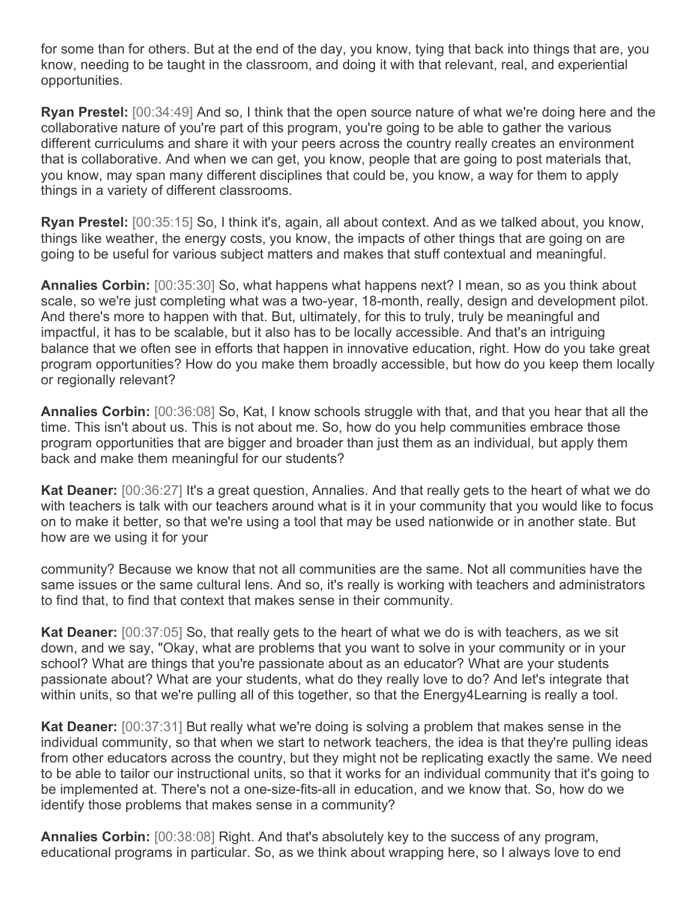for some than for others. But at the end of the day, you know, tying that back into things that are, you know, needing to be taught in the classroom, and doing it with that relevant, real, and experiential opportunities.

**Ryan Prestel:** [00:34:49] And so, I think that the open source nature of what we're doing here and the collaborative nature of you're part of this program, you're going to be able to gather the various different curriculums and share it with your peers across the country really creates an environment that is collaborative. And when we can get, you know, people that are going to post materials that, you know, may span many different disciplines that could be, you know, a way for them to apply things in a variety of different classrooms.

**Ryan Prestel:** [00:35:15] So, I think it's, again, all about context. And as we talked about, you know, things like weather, the energy costs, you know, the impacts of other things that are going on are going to be useful for various subject matters and makes that stuff contextual and meaningful.

**Annalies Corbin:** [00:35:30] So, what happens what happens next? I mean, so as you think about scale, so we're just completing what was a two-year, 18-month, really, design and development pilot. And there's more to happen with that. But, ultimately, for this to truly, truly be meaningful and impactful, it has to be scalable, but it also has to be locally accessible. And that's an intriguing balance that we often see in efforts that happen in innovative education, right. How do you take great program opportunities? How do you make them broadly accessible, but how do you keep them locally or regionally relevant?

**Annalies Corbin:** [00:36:08] So, Kat, I know schools struggle with that, and that you hear that all the time. This isn't about us. This is not about me. So, how do you help communities embrace those program opportunities that are bigger and broader than just them as an individual, but apply them back and make them meaningful for our students?

**Kat Deaner:** [00:36:27] It's a great question, Annalies. And that really gets to the heart of what we do with teachers is talk with our teachers around what is it in your community that you would like to focus on to make it better, so that we're using a tool that may be used nationwide or in another state. But how are we using it for your community? Because we know that not all communities are the same. Not all communities have the same issues or the same cultural lens. And so, it's really is working with teachers and administrators to find that, to find that context that makes sense in their community.

**Kat Deaner:** [00:37:05] So, that really gets to the heart of what we do is with teachers, as we sit down, and we say, "Okay, what are problems that you want to solve in your community or in your school? What are things that you're passionate about as an educator? What are your students passionate about? What are your students, what do they really love to do? And let's integrate that within units, so that we're pulling all of this together, so that the Energy4Learning is really a tool.

**Kat Deaner:** [00:37:31] But really what we're doing is solving a problem that makes sense in the individual community, so that when we start to network teachers, the idea is that they're pulling ideas from other educators across the country, but they might not be replicating exactly the same. We need to be able to tailor our instructional units, so that it works for an individual community that it's going to be implemented at. There's not a one-size-fits-all in education, and we know that. So, how do we identify those problems that makes sense in a community?

**Annalies Corbin:** [00:38:08] Right. And that's absolutely key to the success of any program, educational programs in particular. So, as we think about wrapping here, so I always love to end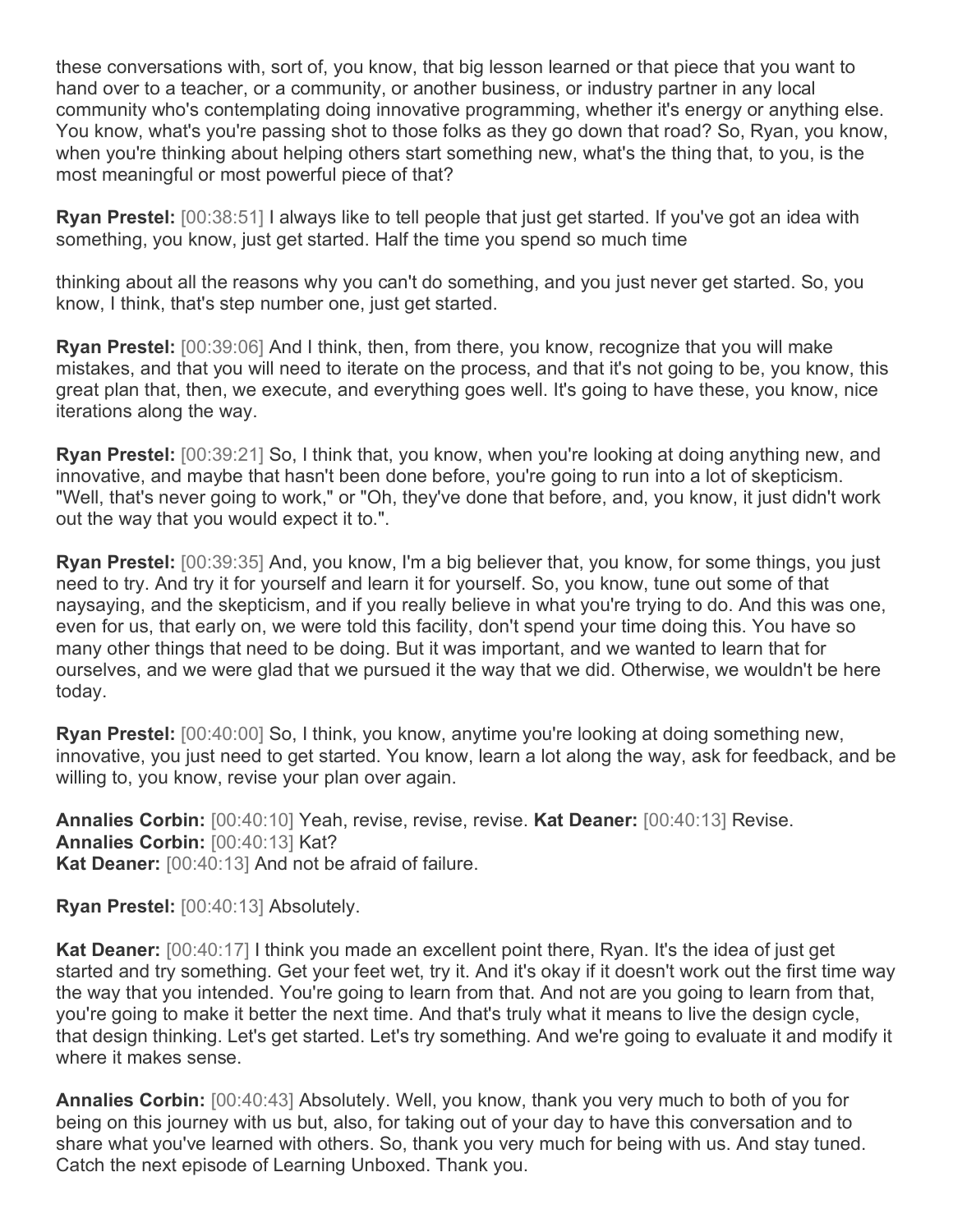these conversations with, sort of, you know, that big lesson learned or that piece that you want to hand over to a teacher, or a community, or another business, or industry partner in any local community who's contemplating doing innovative programming, whether it's energy or anything else. You know, what's you're passing shot to those folks as they go down that road? So, Ryan, you know, when you're thinking about helping others start something new, what's the thing that, to you, is the most meaningful or most powerful piece of that?

**Ryan Prestel:** [00:38:51] I always like to tell people that just get started. If you've got an idea with something, you know, just get started. Half the time you spend so much time thinking about all the reasons why you can't do something, and you just never get started. So, you know, I think, that's step number one, just get started.

**Ryan Prestel:** [00:39:06] And I think, then, from there, you know, recognize that you will make mistakes, and that you will need to iterate on the process, and that it's not going to be, you know, this great plan that, then, we execute, and everything goes well. It's going to have these, you know, nice iterations along the way.

**Ryan Prestel:** [00:39:21] So, I think that, you know, when you're looking at doing anything new, and innovative, and maybe that hasn't been done before, you're going to run into a lot of skepticism. "Well, that's never going to work," or "Oh, they've done that before, and, you know, it just didn't work out the way that you would expect it to.".

**Ryan Prestel:** [00:39:35] And, you know, I'm a big believer that, you know, for some things, you just need to try. And try it for yourself and learn it for yourself. So, you know, tune out some of that naysaying, and the skepticism, and if you really believe in what you're trying to do. And this was one, even for us, that early on, we were told this facility, don't spend your time doing this. You have so many other things that need to be doing. But it was important, and we wanted to learn that for ourselves, and we were glad that we pursued it the way that we did. Otherwise, we wouldn't be here today.

**Ryan Prestel:** [00:40:00] So, I think, you know, anytime you're looking at doing something new, innovative, you just need to get started. You know, learn a lot along the way, ask for feedback, and be willing to, you know, revise your plan over again.

**Annalies Corbin:** [00:40:10] Yeah, revise, revise, revise. **Kat Deaner:** [00:40:13] Revise.
**Annalies Corbin:** [00:40:13] Kat?
**Kat Deaner:** [00:40:13] And not be afraid of failure.

**Ryan Prestel:** [00:40:13] Absolutely.

**Kat Deaner:** [00:40:17] I think you made an excellent point there, Ryan. It's the idea of just get started and try something. Get your feet wet, try it. And it's okay if it doesn't work out the first time way the way that you intended. You're going to learn from that. And not are you going to learn from that, you're going to make it better the next time. And that's truly what it means to live the design cycle, that design thinking. Let's get started. Let's try something. And we're going to evaluate it and modify it where it makes sense.

**Annalies Corbin:** [00:40:43] Absolutely. Well, you know, thank you very much to both of you for being on this journey with us but, also, for taking out of your day to have this conversation and to share what you've learned with others. So, thank you very much for being with us. And stay tuned. Catch the next episode of Learning Unboxed. Thank you.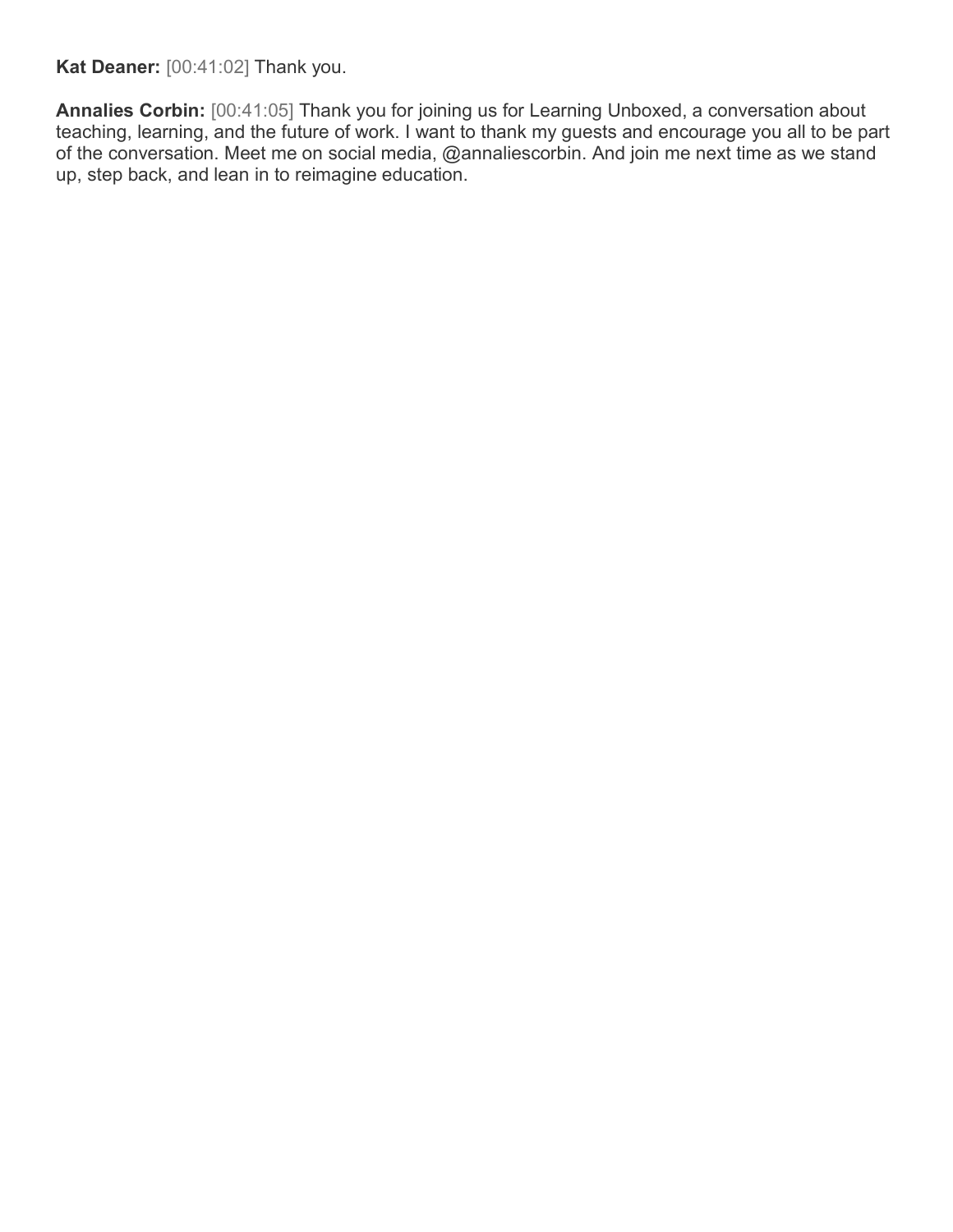**Kat Deaner:** [00:41:02] Thank you.

**Annalies Corbin:** [00:41:05] Thank you for joining us for Learning Unboxed, a conversation about teaching, learning, and the future of work. I want to thank my guests and encourage you all to be part of the conversation. Meet me on social media, @annaliescorbin. And join me next time as we stand up, step back, and lean in to reimagine education.